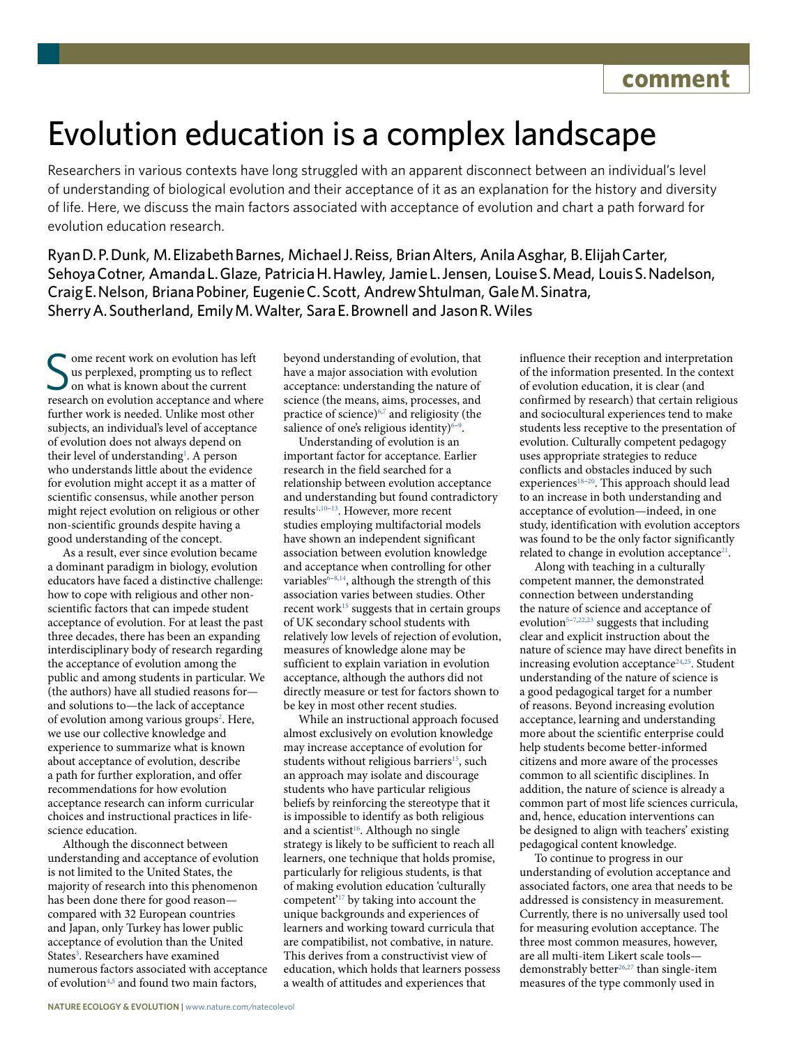comment

# Evolution education is a complex landscape

Researchers in various contexts have long struggled with an apparent disconnect between an individual's level of understanding of biological evolution and their acceptance of it as an explanation for the history and diversity of life. Here, we discuss the main factors associated with acceptance of evolution and chart a path forward for evolution education research.

Ryan D. P. Dunk, M. Elizabeth Barnes, Michael J. Reiss, Brian Alters, Anila Asghar, B. Elijah Carter, Sehoya Cotner, Amanda L. Glaze, Patricia H. Hawley, Jamie L. Jensen, Louise S. Mead, Louis S. Nadelson, Craig E. Nelson, Briana Pobiner, Eugenie C. Scott, Andrew Shtulman, Gale M. Sinatra, Sherry A. Southerland, Emily M. Walter, Sara E. Brownell and Jason R. Wiles

Some recent work on evolution has left us perplexed, prompting us to reflect on what is known about the current research on evolution acceptance and where further work is needed. Unlike most other subjects, an individual's level of acceptance of evolution does not always depend on their level of understanding[1]. A person who understands little about the evidence for evolution might accept it as a matter of scientific consensus, while another person might reject evolution on religious or other non-scientific grounds despite having a good understanding of the concept.

As a result, ever since evolution became a dominant paradigm in biology, evolution educators have faced a distinctive challenge: how to cope with religious and other non-scientific factors that can impede student acceptance of evolution. For at least the past three decades, there has been an expanding interdisciplinary body of research regarding the acceptance of evolution among the public and among students in particular. We (the authors) have all studied reasons for— and solutions to—the lack of acceptance of evolution among various groups[2]. Here, we use our collective knowledge and experience to summarize what is known about acceptance of evolution, describe a path for further exploration, and offer recommendations for how evolution acceptance research can inform curricular choices and instructional practices in life-science education.

Although the disconnect between understanding and acceptance of evolution is not limited to the United States, the majority of research into this phenomenon has been done there for good reason— compared with 32 European countries and Japan, only Turkey has lower public acceptance of evolution than the United States[3]. Researchers have examined numerous factors associated with acceptance of evolution[4,5] and found two main factors, beyond understanding of evolution, that have a major association with evolution acceptance: understanding the nature of science (the means, aims, processes, and practice of science)[6,7] and religiosity (the salience of one's religious identity)[6–9].

Understanding of evolution is an important factor for acceptance. Earlier research in the field searched for a relationship between evolution acceptance and understanding but found contradictory results[1,10–13]. However, more recent studies employing multifactorial models have shown an independent significant association between evolution knowledge and acceptance when controlling for other variables[6–8,14], although the strength of this association varies between studies. Other recent work[15] suggests that in certain groups of UK secondary school students with relatively low levels of rejection of evolution, measures of knowledge alone may be sufficient to explain variation in evolution acceptance, although the authors did not directly measure or test for factors shown to be key in most other recent studies.

While an instructional approach focused almost exclusively on evolution knowledge may increase acceptance of evolution for students without religious barriers[15], such an approach may isolate and discourage students who have particular religious beliefs by reinforcing the stereotype that it is impossible to identify as both religious and a scientist[16]. Although no single strategy is likely to be sufficient to reach all learners, one technique that holds promise, particularly for religious students, is that of making evolution education 'culturally competent'[17] by taking into account the unique backgrounds and experiences of learners and working toward curricula that are compatibilist, not combative, in nature. This derives from a constructivist view of education, which holds that learners possess a wealth of attitudes and experiences that influence their reception and interpretation of the information presented. In the context of evolution education, it is clear (and confirmed by research) that certain religious and sociocultural experiences tend to make students less receptive to the presentation of evolution. Culturally competent pedagogy uses appropriate strategies to reduce conflicts and obstacles induced by such experiences[18–20]. This approach should lead to an increase in both understanding and acceptance of evolution—indeed, in one study, identification with evolution acceptors was found to be the only factor significantly related to change in evolution acceptance[21].

Along with teaching in a culturally competent manner, the demonstrated connection between understanding the nature of science and acceptance of evolution[5–7,22,23] suggests that including clear and explicit instruction about the nature of science may have direct benefits in increasing evolution acceptance[24,25]. Student understanding of the nature of science is a good pedagogical target for a number of reasons. Beyond increasing evolution acceptance, learning and understanding more about the scientific enterprise could help students become better-informed citizens and more aware of the processes common to all scientific disciplines. In addition, the nature of science is already a common part of most life sciences curricula, and, hence, education interventions can be designed to align with teachers' existing pedagogical content knowledge.

To continue to progress in our understanding of evolution acceptance and associated factors, one area that needs to be addressed is consistency in measurement. Currently, there is no universally used tool for measuring evolution acceptance. The three most common measures, however, are all multi-item Likert scale tools— demonstrably better[26,27] than single-item measures of the type commonly used in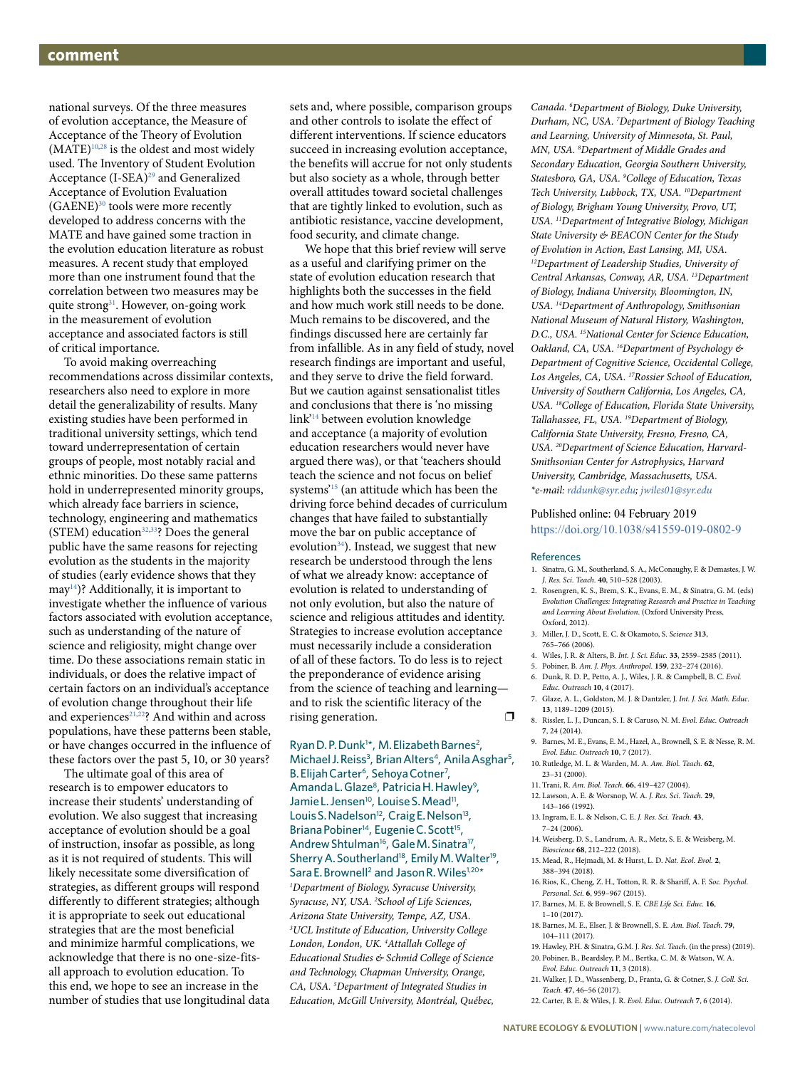national surveys. Of the three measures of evolution acceptance, the Measure of Acceptance of the Theory of Evolution (MATE)[10,28] is the oldest and most widely used. The Inventory of Student Evolution Acceptance (I-SEA)[29] and Generalized Acceptance of Evolution Evaluation (GAENE)[30] tools were more recently developed to address concerns with the MATE and have gained some traction in the evolution education literature as robust measures. A recent study that employed more than one instrument found that the correlation between two measures may be quite strong[31]. However, on-going work in the measurement of evolution acceptance and associated factors is still of critical importance.

To avoid making overreaching recommendations across dissimilar contexts, researchers also need to explore in more detail the generalizability of results. Many existing studies have been performed in traditional university settings, which tend toward underrepresentation of certain groups of people, most notably racial and ethnic minorities. Do these same patterns hold in underrepresented minority groups, which already face barriers in science, technology, engineering and mathematics (STEM) education[32,33]? Does the general public have the same reasons for rejecting evolution as the students in the majority of studies (early evidence shows that they may[14])? Additionally, it is important to investigate whether the influence of various factors associated with evolution acceptance, such as understanding of the nature of science and religiosity, might change over time. Do these associations remain static in individuals, or does the relative impact of certain factors on an individual's acceptance of evolution change throughout their life and experiences[21,22]? And within and across populations, have these patterns been stable, or have changes occurred in the influence of these factors over the past 5, 10, or 30 years?

The ultimate goal of this area of research is to empower educators to increase their students' understanding of evolution. We also suggest that increasing acceptance of evolution should be a goal of instruction, insofar as possible, as long as it is not required of students. This will likely necessitate some diversification of strategies, as different groups will respond differently to different strategies; although it is appropriate to seek out educational strategies that are the most beneficial and minimize harmful complications, we acknowledge that there is no one-size-fits-all approach to evolution education. To this end, we hope to see an increase in the number of studies that use longitudinal data sets and, where possible, comparison groups and other controls to isolate the effect of different interventions. If science educators succeed in increasing evolution acceptance, the benefits will accrue for not only students but also society as a whole, through better overall attitudes toward societal challenges that are tightly linked to evolution, such as antibiotic resistance, vaccine development, food security, and climate change.

We hope that this brief review will serve as a useful and clarifying primer on the state of evolution education research that highlights both the successes in the field and how much work still needs to be done. Much remains to be discovered, and the findings discussed here are certainly far from infallible. As in any field of study, novel research findings are important and useful, and they serve to drive the field forward. But we caution against sensationalist titles and conclusions that there is 'no missing link'[14] between evolution knowledge and acceptance (a majority of evolution education researchers would never have argued there was), or that 'teachers should teach the science and not focus on belief systems'[15] (an attitude which has been the driving force behind decades of curriculum changes that have failed to substantially move the bar on public acceptance of evolution[34]). Instead, we suggest that new research be understood through the lens of what we already know: acceptance of evolution is related to understanding of not only evolution, but also the nature of science and religious attitudes and identity. Strategies to increase evolution acceptance must necessarily include a consideration of all of these factors. To do less is to reject the preponderance of evidence arising from the science of teaching and learning—and to risk the scientific literacy of the rising generation. ❐

Ryan D. P. Dunk[1*], M. Elizabeth Barnes[2], Michael J. Reiss[3], Brian Alters[4], Anila Asghar[5], B. Elijah Carter[6], Sehoya Cotner[7], Amanda L. Glaze[8], Patricia H. Hawley[9], Jamie L. Jensen[10], Louise S. Mead[11], Louis S. Nadelson[12], Craig E. Nelson[13], Briana Pobiner[14], Eugenie C. Scott[15], Andrew Shtulman[16], Gale M. Sinatra[17], Sherry A. Southerland[18], Emily M. Walter[19], Sara E. Brownell[2] and Jason R. Wiles[1,20*]

*[1]Department of Biology, Syracuse University, Syracuse, NY, USA. [2]School of Life Sciences, Arizona State University, Tempe, AZ, USA. [3]UCL Institute of Education, University College London, London, UK. [4]Attallah College of Educational Studies & Schmid College of Science and Technology, Chapman University, Orange, CA, USA. [5]Department of Integrated Studies in Education, McGill University, Montréal, Québec, Canada. [6]Department of Biology, Duke University, Durham, NC, USA. [7]Department of Biology Teaching and Learning, University of Minnesota, St. Paul, MN, USA. [8]Department of Middle Grades and Secondary Education, Georgia Southern University, Statesboro, GA, USA. [9]College of Education, Texas Tech University, Lubbock, TX, USA. [10]Department of Biology, Brigham Young University, Provo, UT, USA. [11]Department of Integrative Biology, Michigan State University & BEACON Center for the Study of Evolution in Action, East Lansing, MI, USA. [12]Department of Leadership Studies, University of Central Arkansas, Conway, AR, USA. [13]Department of Biology, Indiana University, Bloomington, IN, USA. [14]Department of Anthropology, Smithsonian National Museum of Natural History, Washington, D.C., USA. [15]National Center for Science Education, Oakland, CA, USA. [16]Department of Psychology & Department of Cognitive Science, Occidental College, Los Angeles, CA, USA. [17]Rossier School of Education, University of Southern California, Los Angeles, CA, USA. [18]College of Education, Florida State University, Tallahassee, FL, USA. [19]Department of Biology, California State University, Fresno, Fresno, CA, USA. [20]Department of Science Education, Harvard-Smithsonian Center for Astrophysics, Harvard University, Cambridge, Massachusetts, USA.*
*\*e-mail: rddunk@syr.edu; jwiles01@syr.edu*

Published online: 04 February 2019
https://doi.org/10.1038/s41559-019-0802-9

## References

1. Sinatra, G. M., Southerland, S. A., McConaughy, F. & Demastes, J. W. *J. Res. Sci. Teach.* **40**, 510–528 (2003).
2. Rosengren, K. S., Brem, S. K., Evans, E. M., & Sinatra, G. M. (eds) *Evolution Challenges: Integrating Research and Practice in Teaching and Learning About Evolution*. (Oxford University Press, Oxford, 2012).
3. Miller, J. D., Scott, E. C. & Okamoto, S. *Science* **313**, 765–766 (2006).
4. Wiles, J. R. & Alters, B. *Int. J. Sci. Educ.* **33**, 2559–2585 (2011).
5. Pobiner, B. *Am. J. Phys. Anthropol.* **159**, 232–274 (2016).
6. Dunk, R. D. P., Petto, A. J., Wiles, J. R. & Campbell, B. C. *Evol. Educ. Outreach* **10**, 4 (2017).
7. Glaze, A. L., Goldston, M. J. & Dantzler, J. *Int. J. Sci. Math. Educ.* **13**, 1189–1209 (2015).
8. Rissler, L. J., Duncan, S. I. & Caruso, N. M. *Evol. Educ. Outreach* **7**, 24 (2014).
9. Barnes, M. E., Evans, E. M., Hazel, A., Brownell, S. E. & Nesse, R. M. *Evol. Educ. Outreach* **10**, 7 (2017).
10. Rutledge, M. L. & Warden, M. A. *Am. Biol. Teach.* **62**, 23–31 (2000).
11. Trani, R. *Am. Biol. Teach.* **66**, 419–427 (2004).
12. Lawson, A. E. & Worsnop, W. A. *J. Res. Sci. Teach.* **29**, 143–166 (1992).
13. Ingram, E. L. & Nelson, C. E. *J. Res. Sci. Teach.* **43**, 7–24 (2006).
14. Weisberg, D. S., Landrum, A. R., Metz, S. E. & Weisberg, M. *Bioscience* **68**, 212–222 (2018).
15. Mead, R., Hejmadi, M. & Hurst, L. D. *Nat. Ecol. Evol.* **2**, 388–394 (2018).
16. Rios, K., Cheng, Z. H., Totton, R. R. & Shariff, A. F. *Soc. Psychol. Personal. Sci.* **6**, 959–967 (2015).
17. Barnes, M. E. & Brownell, S. E. *CBE Life Sci. Educ.* **16**, 1–10 (2017).
18. Barnes, M. E., Elser, J. & Brownell, S. E. *Am. Biol. Teach.* **79**, 104–111 (2017).
19. Hawley, P.H. & Sinatra, G.M. *J. Res. Sci. Teach.* (in the press) (2019).
20. Pobiner, B., Beardsley, P. M., Bertka, C. M. & Watson, W. A. *Evol. Educ. Outreach* **11**, 3 (2018).
21. Walker, J. D., Wassenberg, D., Franta, G. & Cotner, S. *J. Coll. Sci. Teach.* **47**, 46–56 (2017).
22. Carter, B. E. & Wiles, J. R. *Evol. Educ. Outreach* **7**, 6 (2014).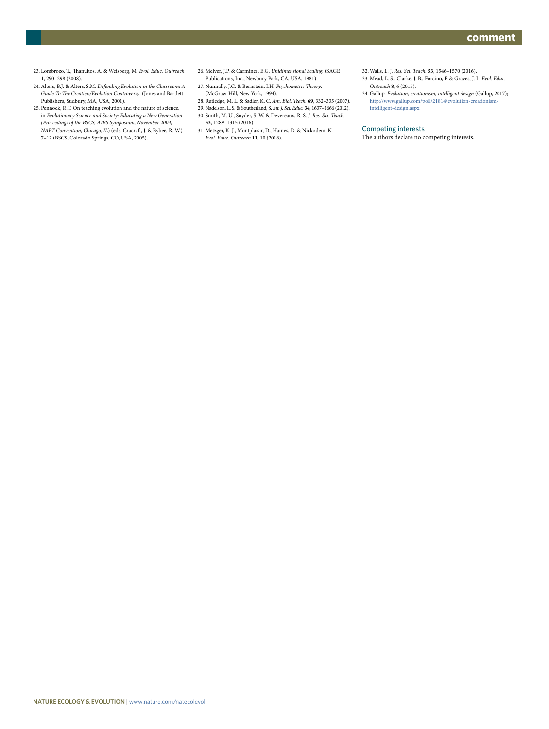23. Lombrozo, T., Thanukos, A. & Weisberg, M. *Evol. Educ. Outreach* **1**, 290–298 (2008).
24. Alters, B.J. & Alters, S.M. *Defending Evolution in the Classroom: A Guide To The Creation/Evolution Controversy*. (Jones and Bartlett Publishers, Sudbury, MA, USA, 2001).
25. Pennock, R.T. On teaching evolution and the nature of science. in *Evolutionary Science and Society: Educating a New Generation (Proceedings of the BSCS, AIBS Symposium, November 2004, NABT Convention, Chicago, IL*) (eds. Cracraft, J. & Bybee, R. W.) 7–12 (BSCS, Colorado Springs, CO, USA, 2005).
26. McIver, J.P. & Carmines, E.G. *Unidimensional Scaling*. (SAGE Publications, Inc., Newbury Park, CA, USA, 1981).
27. Nunnally, J.C. & Bernstein, I.H. *Psychometric Theory*. (McGraw-Hill, New York, 1994).
28. Rutledge, M. L. & Sadler, K. C. *Am. Biol. Teach*. **69**, 332–335 (2007).
29. Nadelson, L. S. & Southerland, S. *Int. J. Sci. Educ.* **34**, 1637–1666 (2012).
30. Smith, M. U., Snyder, S. W. & Devereaux, R. S. *J. Res. Sci. Teach.* **53**, 1289–1315 (2016).
31. Metzger, K. J., Montplaisir, D., Haines, D. & Nickodem, K. *Evol. Educ. Outreach* **11**, 10 (2018).
32. Walls, L. J. *Res. Sci. Teach.* **53**, 1546–1570 (2016).
33. Mead, L. S., Clarke, J. B., Forcino, F. & Graves, J. L. *Evol. Educ. Outreach* **8**, 6 (2015).
34. Gallup. *Evolution, creationism, intelligent design* (Gallup, 2017); http://www.gallup.com/poll/21814/evolution-creationism-intelligent-design.aspx

## Competing interests

The authors declare no competing interests.